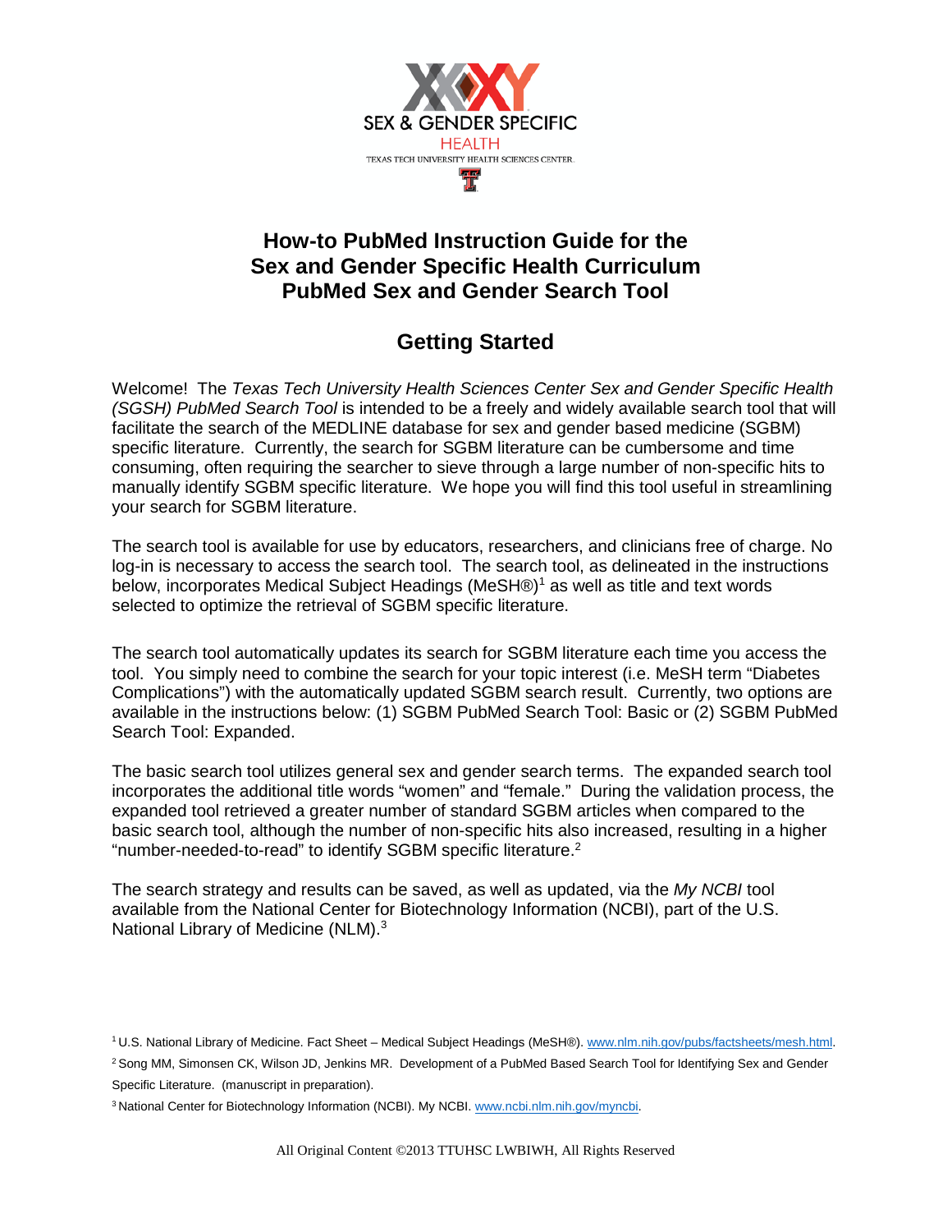SEX & GENDER SPECIFIC HEALTH

TEXAS TECH UNIVERSITY HEALTH SCIENCES CENTER

# How-to PubMed Instruction Guide for the Sex and Gender Specific Health Curriculum PubMed Sex and Gender Search Tool

## Getting Started

Welcome! The *Texas Tech University Health Sciences Center Sex and Gender Specific Health (SGSH) PubMed Search Tool* is intended to be a freely and widely available search tool that will facilitate the search of the MEDLINE database for sex and gender based medicine (SGBM) specific literature. Currently, the search for SGBM literature can be cumbersome and time consuming, often requiring the searcher to sieve through a large number of non-specific hits to manually identify SGBM specific literature. We hope you will find this tool useful in streamlining your search for SGBM literature.

The search tool is available for use by educators, researchers, and clinicians free of charge. No log-in is necessary to access the search tool. The search tool, as delineated in the instructions below, incorporates Medical Subject Headings (MeSH®)[1] as well as title and text words selected to optimize the retrieval of SGBM specific literature.

The search tool automatically updates its search for SGBM literature each time you access the tool. You simply need to combine the search for your topic interest (i.e. MeSH term "Diabetes Complications") with the automatically updated SGBM search result. Currently, two options are available in the instructions below: (1) SGBM PubMed Search Tool: Basic or (2) SGBM PubMed Search Tool: Expanded.

The basic search tool utilizes general sex and gender search terms. The expanded search tool incorporates the additional title words "women" and "female." During the validation process, the expanded tool retrieved a greater number of standard SGBM articles when compared to the basic search tool, although the number of non-specific hits also increased, resulting in a higher "number-needed-to-read" to identify SGBM specific literature.[2]

The search strategy and results can be saved, as well as updated, via the *My NCBI* tool available from the National Center for Biotechnology Information (NCBI), part of the U.S. National Library of Medicine (NLM).[3]

[1] U.S. National Library of Medicine. Fact Sheet – Medical Subject Headings (MeSH®). www.nlm.nih.gov/pubs/factsheets/mesh.html.

[2] Song MM, Simonsen CK, Wilson JD, Jenkins MR. Development of a PubMed Based Search Tool for Identifying Sex and Gender Specific Literature. (manuscript in preparation).

[3] National Center for Biotechnology Information (NCBI). My NCBI. www.ncbi.nlm.nih.gov/myncbi.

All Original Content ©2013 TTUHSC LWBIWH, All Rights Reserved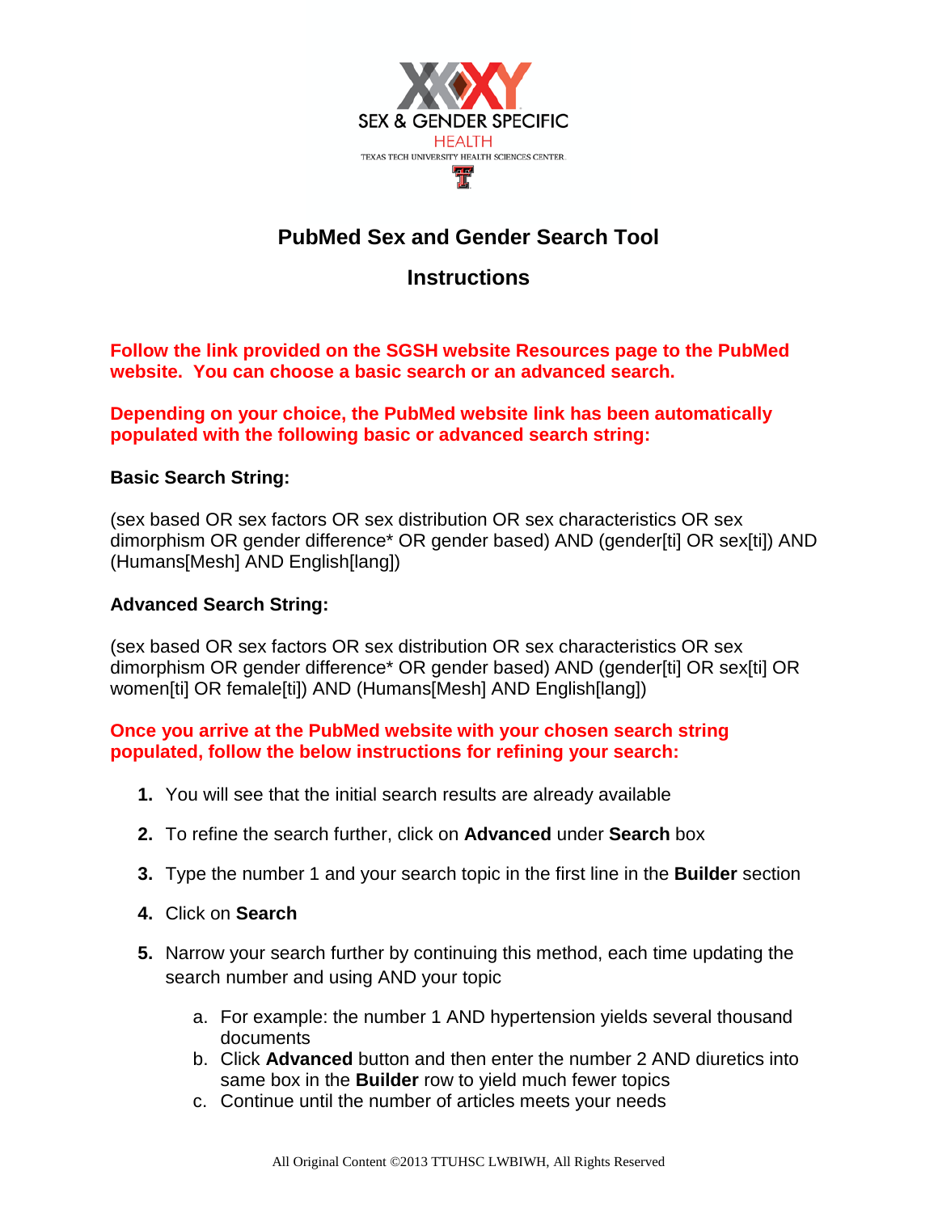SEX & GENDER SPECIFIC
HEALTH
TEXAS TECH UNIVERSITY HEALTH SCIENCES CENTER

# PubMed Sex and Gender Search Tool

## Instructions

**Follow the link provided on the SGSH website Resources page to the PubMed website. You can choose a basic search or an advanced search.**

**Depending on your choice, the PubMed website link has been automatically populated with the following basic or advanced search string:**

**Basic Search String:**

(sex based OR sex factors OR sex distribution OR sex characteristics OR sex dimorphism OR gender difference* OR gender based) AND (gender[ti] OR sex[ti]) AND (Humans[Mesh] AND English[lang])

**Advanced Search String:**

(sex based OR sex factors OR sex distribution OR sex characteristics OR sex dimorphism OR gender difference* OR gender based) AND (gender[ti] OR sex[ti] OR women[ti] OR female[ti]) AND (Humans[Mesh] AND English[lang])

**Once you arrive at the PubMed website with your chosen search string populated, follow the below instructions for refining your search:**

1. You will see that the initial search results are already available
2. To refine the search further, click on **Advanced** under **Search** box
3. Type the number 1 and your search topic in the first line in the **Builder** section
4. Click on **Search**
5. Narrow your search further by continuing this method, each time updating the search number and using AND your topic
    a. For example: the number 1 AND hypertension yields several thousand documents
    b. Click **Advanced** button and then enter the number 2 AND diuretics into same box in the **Builder** row to yield much fewer topics
    c. Continue until the number of articles meets your needs

All Original Content ©2013 TTUHSC LWBIWH, All Rights Reserved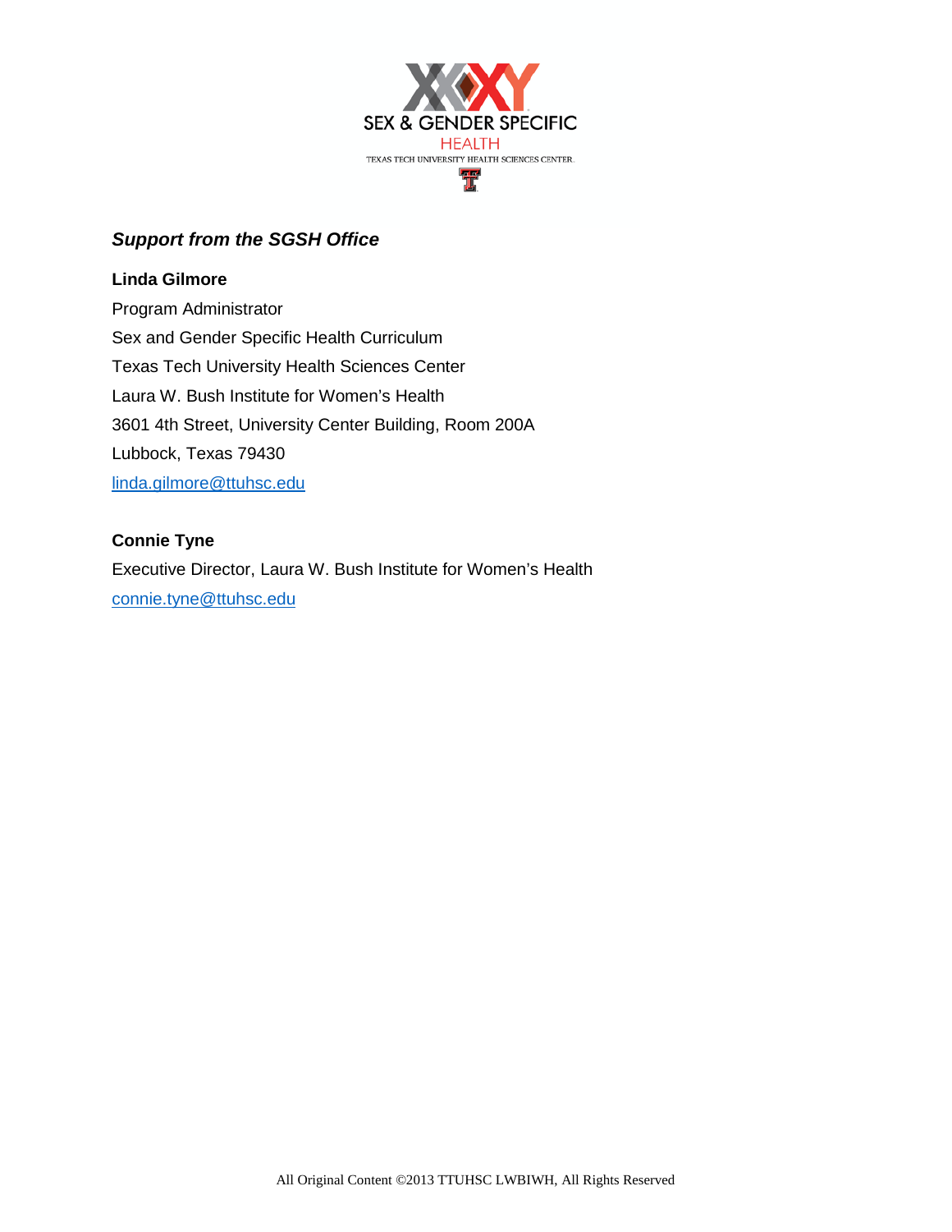SEX & GENDER SPECIFIC HEALTH
TEXAS TECH UNIVERSITY HEALTH SCIENCES CENTER

### *Support from the SGSH Office*

**Linda Gilmore**
Program Administrator
Sex and Gender Specific Health Curriculum
Texas Tech University Health Sciences Center
Laura W. Bush Institute for Women's Health
3601 4th Street, University Center Building, Room 200A
Lubbock, Texas 79430
linda.gilmore@ttuhsc.edu

**Connie Tyne**
Executive Director, Laura W. Bush Institute for Women's Health
connie.tyne@ttuhsc.edu

All Original Content ©2013 TTUHSC LWBIWH, All Rights Reserved